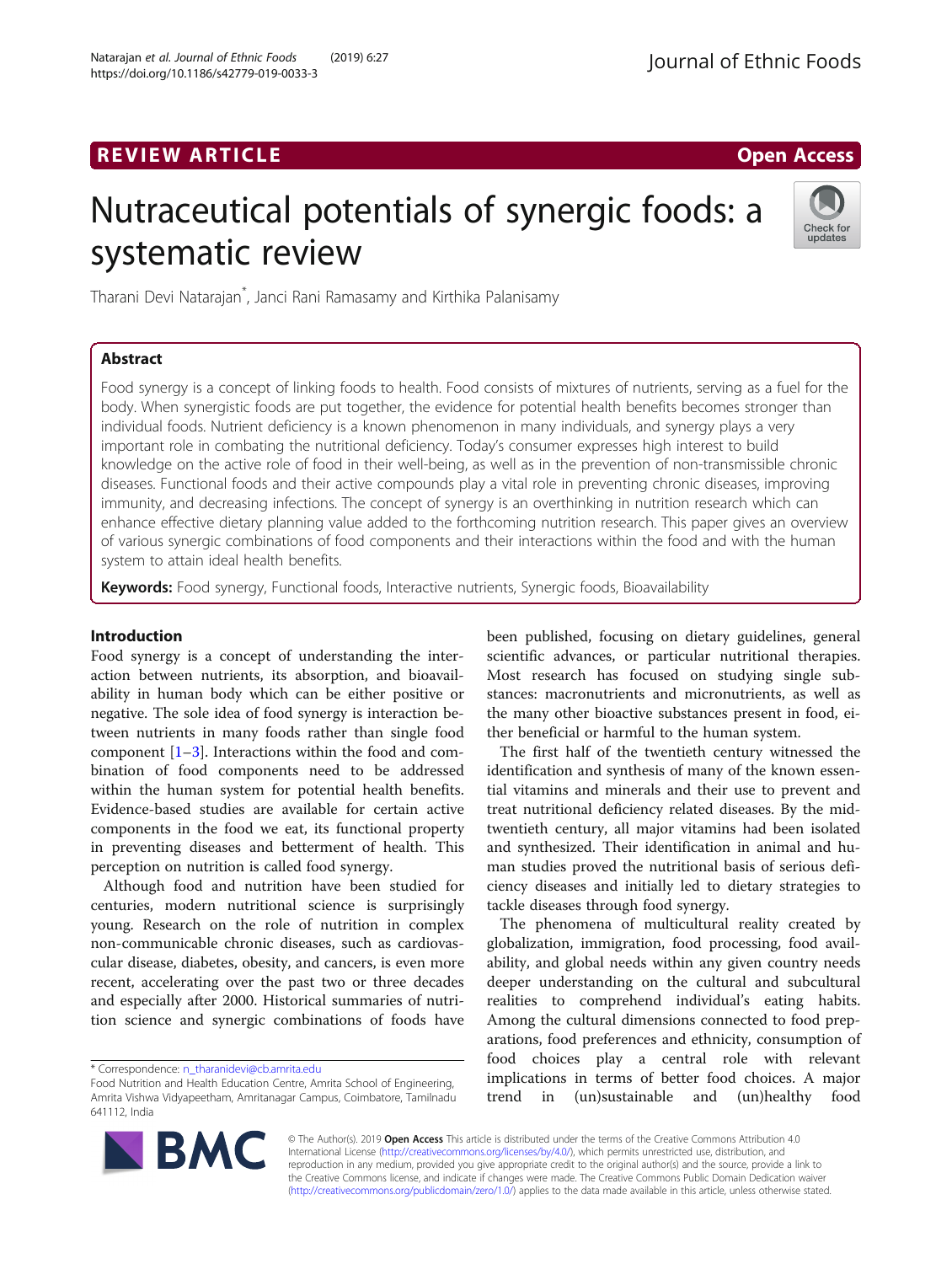REVIEW ARTICLE

Open Access

# Nutraceutical potentials of synergic foods: a systematic review

Tharani Devi Natarajan*, Janci Rani Ramasamy and Kirthika Palanisamy

## Abstract

Food synergy is a concept of linking foods to health. Food consists of mixtures of nutrients, serving as a fuel for the body. When synergistic foods are put together, the evidence for potential health benefits becomes stronger than individual foods. Nutrient deficiency is a known phenomenon in many individuals, and synergy plays a very important role in combating the nutritional deficiency. Today's consumer expresses high interest to build knowledge on the active role of food in their well-being, as well as in the prevention of non-transmissible chronic diseases. Functional foods and their active compounds play a vital role in preventing chronic diseases, improving immunity, and decreasing infections. The concept of synergy is an overthinking in nutrition research which can enhance effective dietary planning value added to the forthcoming nutrition research. This paper gives an overview of various synergic combinations of food components and their interactions within the food and with the human system to attain ideal health benefits.

**Keywords:** Food synergy, Functional foods, Interactive nutrients, Synergic foods, Bioavailability

## Introduction

Food synergy is a concept of understanding the interaction between nutrients, its absorption, and bioavailability in human body which can be either positive or negative. The sole idea of food synergy is interaction between nutrients in many foods rather than single food component [1–3]. Interactions within the food and combination of food components need to be addressed within the human system for potential health benefits. Evidence-based studies are available for certain active components in the food we eat, its functional property in preventing diseases and betterment of health. This perception on nutrition is called food synergy.

Although food and nutrition have been studied for centuries, modern nutritional science is surprisingly young. Research on the role of nutrition in complex non-communicable chronic diseases, such as cardiovascular disease, diabetes, obesity, and cancers, is even more recent, accelerating over the past two or three decades and especially after 2000. Historical summaries of nutrition science and synergic combinations of foods have been published, focusing on dietary guidelines, general scientific advances, or particular nutritional therapies. Most research has focused on studying single substances: macronutrients and micronutrients, as well as the many other bioactive substances present in food, either beneficial or harmful to the human system.

The first half of the twentieth century witnessed the identification and synthesis of many of the known essential vitamins and minerals and their use to prevent and treat nutritional deficiency related diseases. By the mid-twentieth century, all major vitamins had been isolated and synthesized. Their identification in animal and human studies proved the nutritional basis of serious deficiency diseases and initially led to dietary strategies to tackle diseases through food synergy.

The phenomena of multicultural reality created by globalization, immigration, food processing, food availability, and global needs within any given country needs deeper understanding on the cultural and subcultural realities to comprehend individual's eating habits. Among the cultural dimensions connected to food preparations, food preferences and ethnicity, consumption of food choices play a central role with relevant implications in terms of better food choices. A major trend in (un)sustainable and (un)healthy food

* Correspondence: n_tharanidevi@cb.amrita.edu
Food Nutrition and Health Education Centre, Amrita School of Engineering, Amrita Vishwa Vidyapeetham, Amritanagar Campus, Coimbatore, Tamilnadu 641112, India

© The Author(s). 2019 **Open Access** This article is distributed under the terms of the Creative Commons Attribution 4.0 International License (http://creativecommons.org/licenses/by/4.0/), which permits unrestricted use, distribution, and reproduction in any medium, provided you give appropriate credit to the original author(s) and the source, provide a link to the Creative Commons license, and indicate if changes were made. The Creative Commons Public Domain Dedication waiver (http://creativecommons.org/publicdomain/zero/1.0/) applies to the data made available in this article, unless otherwise stated.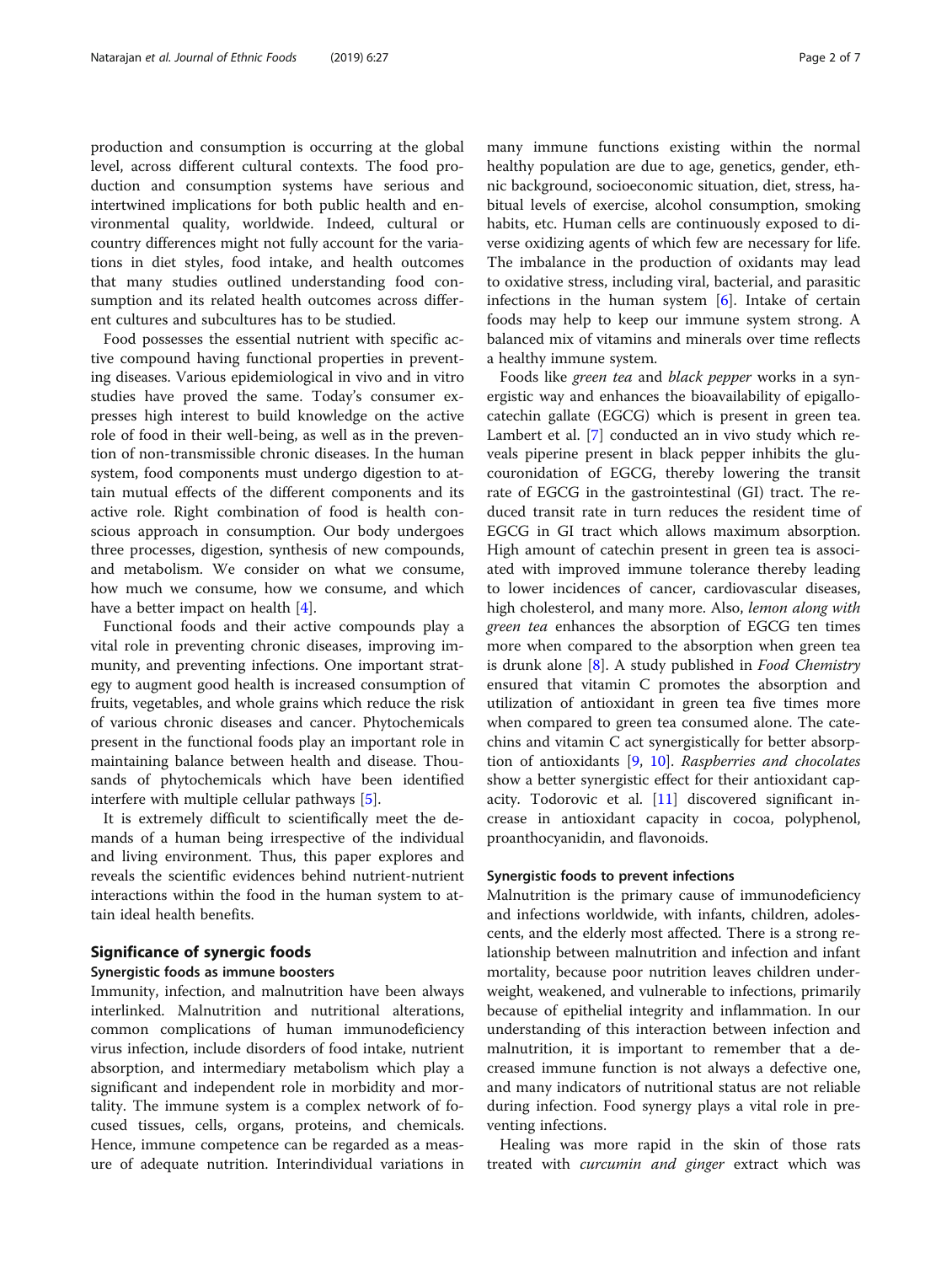production and consumption is occurring at the global level, across different cultural contexts. The food production and consumption systems have serious and intertwined implications for both public health and environmental quality, worldwide. Indeed, cultural or country differences might not fully account for the variations in diet styles, food intake, and health outcomes that many studies outlined understanding food consumption and its related health outcomes across different cultures and subcultures has to be studied.

Food possesses the essential nutrient with specific active compound having functional properties in preventing diseases. Various epidemiological in vivo and in vitro studies have proved the same. Today's consumer expresses high interest to build knowledge on the active role of food in their well-being, as well as in the prevention of non-transmissible chronic diseases. In the human system, food components must undergo digestion to attain mutual effects of the different components and its active role. Right combination of food is health conscious approach in consumption. Our body undergoes three processes, digestion, synthesis of new compounds, and metabolism. We consider on what we consume, how much we consume, how we consume, and which have a better impact on health [4].

Functional foods and their active compounds play a vital role in preventing chronic diseases, improving immunity, and preventing infections. One important strategy to augment good health is increased consumption of fruits, vegetables, and whole grains which reduce the risk of various chronic diseases and cancer. Phytochemicals present in the functional foods play an important role in maintaining balance between health and disease. Thousands of phytochemicals which have been identified interfere with multiple cellular pathways [5].

It is extremely difficult to scientifically meet the demands of a human being irrespective of the individual and living environment. Thus, this paper explores and reveals the scientific evidences behind nutrient-nutrient interactions within the food in the human system to attain ideal health benefits.

## Significance of synergic foods

### Synergistic foods as immune boosters

Immunity, infection, and malnutrition have been always interlinked. Malnutrition and nutritional alterations, common complications of human immunodeficiency virus infection, include disorders of food intake, nutrient absorption, and intermediary metabolism which play a significant and independent role in morbidity and mortality. The immune system is a complex network of focused tissues, cells, organs, proteins, and chemicals. Hence, immune competence can be regarded as a measure of adequate nutrition. Interindividual variations in many immune functions existing within the normal healthy population are due to age, genetics, gender, ethnic background, socioeconomic situation, diet, stress, habitual levels of exercise, alcohol consumption, smoking habits, etc. Human cells are continuously exposed to diverse oxidizing agents of which few are necessary for life. The imbalance in the production of oxidants may lead to oxidative stress, including viral, bacterial, and parasitic infections in the human system [6]. Intake of certain foods may help to keep our immune system strong. A balanced mix of vitamins and minerals over time reflects a healthy immune system.

Foods like *green tea* and *black pepper* works in a synergistic way and enhances the bioavailability of epigallocatechin gallate (EGCG) which is present in green tea. Lambert et al. [7] conducted an in vivo study which reveals piperine present in black pepper inhibits the glucouronidation of EGCG, thereby lowering the transit rate of EGCG in the gastrointestinal (GI) tract. The reduced transit rate in turn reduces the resident time of EGCG in GI tract which allows maximum absorption. High amount of catechin present in green tea is associated with improved immune tolerance thereby leading to lower incidences of cancer, cardiovascular diseases, high cholesterol, and many more. Also, *lemon along with green tea* enhances the absorption of EGCG ten times more when compared to the absorption when green tea is drunk alone [8]. A study published in *Food Chemistry* ensured that vitamin C promotes the absorption and utilization of antioxidant in green tea five times more when compared to green tea consumed alone. The catechins and vitamin C act synergistically for better absorption of antioxidants [9, 10]. *Raspberries and chocolates* show a better synergistic effect for their antioxidant capacity. Todorovic et al. [11] discovered significant increase in antioxidant capacity in cocoa, polyphenol, proanthocyanidin, and flavonoids.

### Synergistic foods to prevent infections

Malnutrition is the primary cause of immunodeficiency and infections worldwide, with infants, children, adolescents, and the elderly most affected. There is a strong relationship between malnutrition and infection and infant mortality, because poor nutrition leaves children underweight, weakened, and vulnerable to infections, primarily because of epithelial integrity and inflammation. In our understanding of this interaction between infection and malnutrition, it is important to remember that a decreased immune function is not always a defective one, and many indicators of nutritional status are not reliable during infection. Food synergy plays a vital role in preventing infections.

Healing was more rapid in the skin of those rats treated with *curcumin and ginger* extract which was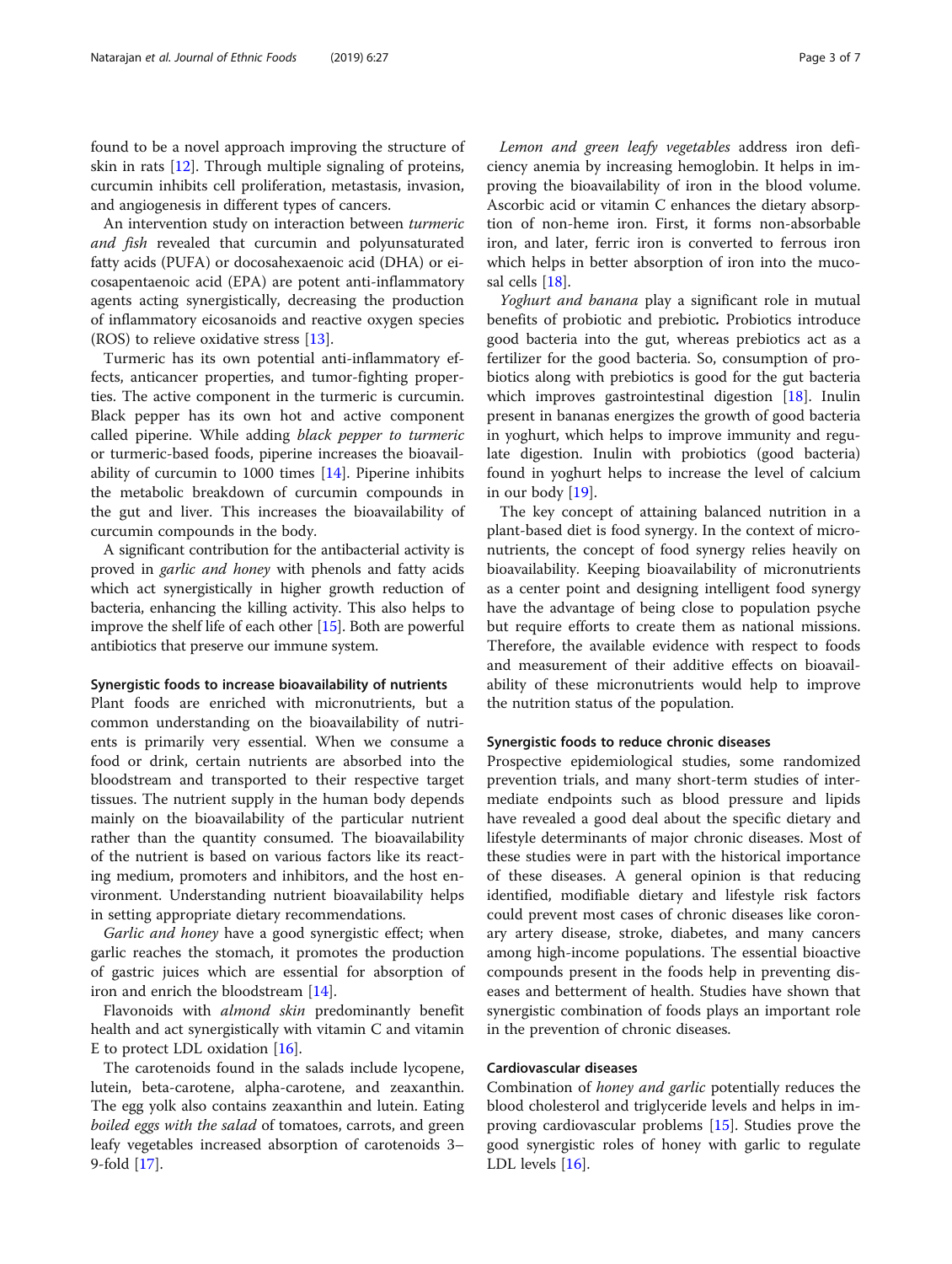found to be a novel approach improving the structure of skin in rats [12]. Through multiple signaling of proteins, curcumin inhibits cell proliferation, metastasis, invasion, and angiogenesis in different types of cancers.

An intervention study on interaction between *turmeric and fish* revealed that curcumin and polyunsaturated fatty acids (PUFA) or docosahexaenoic acid (DHA) or eicosapentaenoic acid (EPA) are potent anti-inflammatory agents acting synergistically, decreasing the production of inflammatory eicosanoids and reactive oxygen species (ROS) to relieve oxidative stress [13].

Turmeric has its own potential anti-inflammatory effects, anticancer properties, and tumor-fighting properties. The active component in the turmeric is curcumin. Black pepper has its own hot and active component called piperine. While adding *black pepper to turmeric* or turmeric-based foods, piperine increases the bioavailability of curcumin to 1000 times [14]. Piperine inhibits the metabolic breakdown of curcumin compounds in the gut and liver. This increases the bioavailability of curcumin compounds in the body.

A significant contribution for the antibacterial activity is proved in *garlic and honey* with phenols and fatty acids which act synergistically in higher growth reduction of bacteria, enhancing the killing activity. This also helps to improve the shelf life of each other [15]. Both are powerful antibiotics that preserve our immune system.

#### Synergistic foods to increase bioavailability of nutrients

Plant foods are enriched with micronutrients, but a common understanding on the bioavailability of nutrients is primarily very essential. When we consume a food or drink, certain nutrients are absorbed into the bloodstream and transported to their respective target tissues. The nutrient supply in the human body depends mainly on the bioavailability of the particular nutrient rather than the quantity consumed. The bioavailability of the nutrient is based on various factors like its reacting medium, promoters and inhibitors, and the host environment. Understanding nutrient bioavailability helps in setting appropriate dietary recommendations.

*Garlic and honey* have a good synergistic effect; when garlic reaches the stomach, it promotes the production of gastric juices which are essential for absorption of iron and enrich the bloodstream [14].

Flavonoids with *almond skin* predominantly benefit health and act synergistically with vitamin C and vitamin E to protect LDL oxidation [16].

The carotenoids found in the salads include lycopene, lutein, beta-carotene, alpha-carotene, and zeaxanthin. The egg yolk also contains zeaxanthin and lutein. Eating *boiled eggs with the salad* of tomatoes, carrots, and green leafy vegetables increased absorption of carotenoids 3–9-fold [17].

*Lemon and green leafy vegetables* address iron deficiency anemia by increasing hemoglobin. It helps in improving the bioavailability of iron in the blood volume. Ascorbic acid or vitamin C enhances the dietary absorption of non-heme iron. First, it forms non-absorbable iron, and later, ferric iron is converted to ferrous iron which helps in better absorption of iron into the mucosal cells [18].

*Yoghurt and banana* play a significant role in mutual benefits of probiotic and prebiotic**.** Probiotics introduce good bacteria into the gut, whereas prebiotics act as a fertilizer for the good bacteria. So, consumption of probiotics along with prebiotics is good for the gut bacteria which improves gastrointestinal digestion [18]. Inulin present in bananas energizes the growth of good bacteria in yoghurt, which helps to improve immunity and regulate digestion. Inulin with probiotics (good bacteria) found in yoghurt helps to increase the level of calcium in our body [19].

The key concept of attaining balanced nutrition in a plant-based diet is food synergy. In the context of micronutrients, the concept of food synergy relies heavily on bioavailability. Keeping bioavailability of micronutrients as a center point and designing intelligent food synergy have the advantage of being close to population psyche but require efforts to create them as national missions. Therefore, the available evidence with respect to foods and measurement of their additive effects on bioavailability of these micronutrients would help to improve the nutrition status of the population.

#### Synergistic foods to reduce chronic diseases

Prospective epidemiological studies, some randomized prevention trials, and many short-term studies of intermediate endpoints such as blood pressure and lipids have revealed a good deal about the specific dietary and lifestyle determinants of major chronic diseases. Most of these studies were in part with the historical importance of these diseases. A general opinion is that reducing identified, modifiable dietary and lifestyle risk factors could prevent most cases of chronic diseases like coronary artery disease, stroke, diabetes, and many cancers among high-income populations. The essential bioactive compounds present in the foods help in preventing diseases and betterment of health. Studies have shown that synergistic combination of foods plays an important role in the prevention of chronic diseases.

#### Cardiovascular diseases

Combination of *honey and garlic* potentially reduces the blood cholesterol and triglyceride levels and helps in improving cardiovascular problems [15]. Studies prove the good synergistic roles of honey with garlic to regulate LDL levels [16].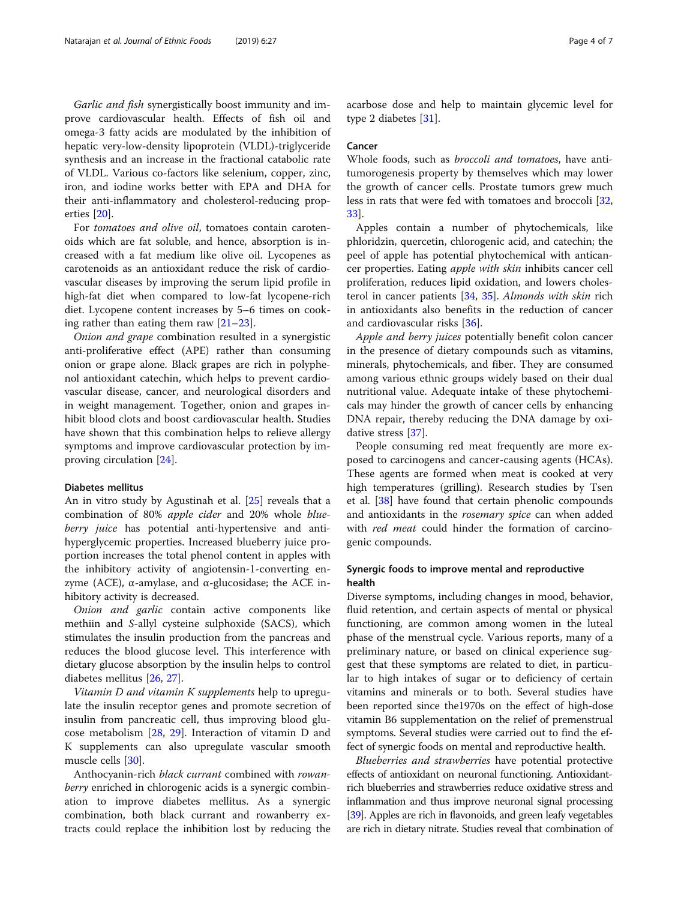*Garlic and fish* synergistically boost immunity and improve cardiovascular health. Effects of fish oil and omega-3 fatty acids are modulated by the inhibition of hepatic very-low-density lipoprotein (VLDL)-triglyceride synthesis and an increase in the fractional catabolic rate of VLDL. Various co-factors like selenium, copper, zinc, iron, and iodine works better with EPA and DHA for their anti-inflammatory and cholesterol-reducing properties [20].

For *tomatoes and olive oil*, tomatoes contain carotenoids which are fat soluble, and hence, absorption is increased with a fat medium like olive oil. Lycopenes as carotenoids as an antioxidant reduce the risk of cardiovascular diseases by improving the serum lipid profile in high-fat diet when compared to low-fat lycopene-rich diet. Lycopene content increases by 5–6 times on cooking rather than eating them raw [21–23].

*Onion and grape* combination resulted in a synergistic anti-proliferative effect (APE) rather than consuming onion or grape alone. Black grapes are rich in polyphenol antioxidant catechin, which helps to prevent cardiovascular disease, cancer, and neurological disorders and in weight management. Together, onion and grapes inhibit blood clots and boost cardiovascular health. Studies have shown that this combination helps to relieve allergy symptoms and improve cardiovascular protection by improving circulation [24].

#### Diabetes mellitus

An in vitro study by Agustinah et al. [25] reveals that a combination of 80% *apple cider* and 20% whole *blueberry juice* has potential anti-hypertensive and anti-hyperglycemic properties. Increased blueberry juice proportion increases the total phenol content in apples with the inhibitory activity of angiotensin-1-converting enzyme (ACE), α-amylase, and α-glucosidase; the ACE inhibitory activity is decreased.

*Onion and garlic* contain active components like methiin and *S*-allyl cysteine sulphoxide (SACS), which stimulates the insulin production from the pancreas and reduces the blood glucose level. This interference with dietary glucose absorption by the insulin helps to control diabetes mellitus [26, 27].

*Vitamin D and vitamin K supplements* help to upregulate the insulin receptor genes and promote secretion of insulin from pancreatic cell, thus improving blood glucose metabolism [28, 29]. Interaction of vitamin D and K supplements can also upregulate vascular smooth muscle cells [30].

Anthocyanin-rich *black currant* combined with *rowanberry* enriched in chlorogenic acids is a synergic combination to improve diabetes mellitus. As a synergic combination, both black currant and rowanberry extracts could replace the inhibition lost by reducing the acarbose dose and help to maintain glycemic level for type 2 diabetes [31].

#### Cancer

Whole foods, such as *broccoli and tomatoes*, have anti-tumorogenesis property by themselves which may lower the growth of cancer cells. Prostate tumors grew much less in rats that were fed with tomatoes and broccoli [32, 33].

Apples contain a number of phytochemicals, like phloridzin, quercetin, chlorogenic acid, and catechin; the peel of apple has potential phytochemical with anticancer properties. Eating *apple with skin* inhibits cancer cell proliferation, reduces lipid oxidation, and lowers cholesterol in cancer patients [34, 35]. *Almonds with skin* rich in antioxidants also benefits in the reduction of cancer and cardiovascular risks [36].

*Apple and berry juices* potentially benefit colon cancer in the presence of dietary compounds such as vitamins, minerals, phytochemicals, and fiber. They are consumed among various ethnic groups widely based on their dual nutritional value. Adequate intake of these phytochemicals may hinder the growth of cancer cells by enhancing DNA repair, thereby reducing the DNA damage by oxidative stress [37].

People consuming red meat frequently are more exposed to carcinogens and cancer-causing agents (HCAs). These agents are formed when meat is cooked at very high temperatures (grilling). Research studies by Tsen et al. [38] have found that certain phenolic compounds and antioxidants in the *rosemary spice* can when added with *red meat* could hinder the formation of carcinogenic compounds.

### Synergic foods to improve mental and reproductive health

Diverse symptoms, including changes in mood, behavior, fluid retention, and certain aspects of mental or physical functioning, are common among women in the luteal phase of the menstrual cycle. Various reports, many of a preliminary nature, or based on clinical experience suggest that these symptoms are related to diet, in particular to high intakes of sugar or to deficiency of certain vitamins and minerals or to both. Several studies have been reported since the1970s on the effect of high-dose vitamin B6 supplementation on the relief of premenstrual symptoms. Several studies were carried out to find the effect of synergic foods on mental and reproductive health.

*Blueberries and strawberries* have potential protective effects of antioxidant on neuronal functioning. Antioxidant-rich blueberries and strawberries reduce oxidative stress and inflammation and thus improve neuronal signal processing [39]. Apples are rich in flavonoids, and green leafy vegetables are rich in dietary nitrate. Studies reveal that combination of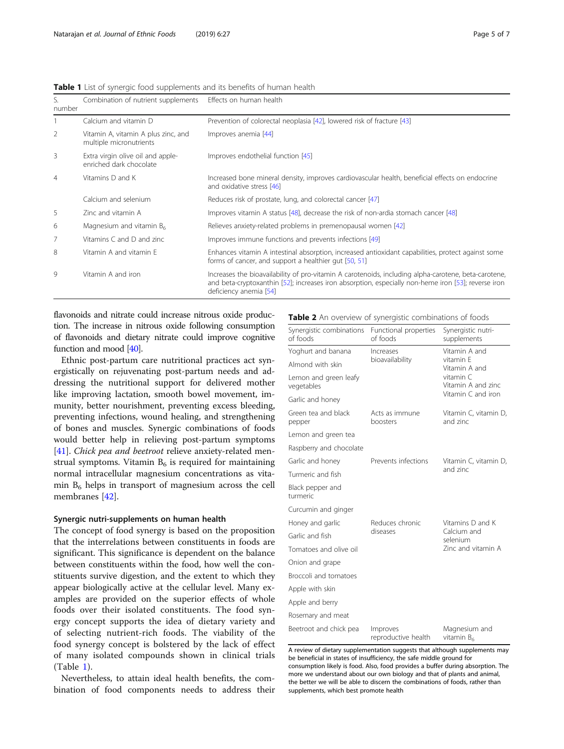**Table 1** List of synergic food supplements and its benefits of human health

| S. number | Combination of nutrient supplements | Effects on human health |
|---|---|---|
| 1 | Calcium and vitamin D | Prevention of colorectal neoplasia [42], lowered risk of fracture [43] |
| 2 | Vitamin A, vitamin A plus zinc, and multiple micronutrients | Improves anemia [44] |
| 3 | Extra virgin olive oil and apple-enriched dark chocolate | Improves endothelial function [45] |
| 4 | Vitamins D and K | Increased bone mineral density, improves cardiovascular health, beneficial effects on endocrine and oxidative stress [46] |
| | Calcium and selenium | Reduces risk of prostate, lung, and colorectal cancer [47] |
| 5 | Zinc and vitamin A | Improves vitamin A status [48], decrease the risk of non-ardia stomach cancer [48] |
| 6 | Magnesium and vitamin $B_6$ | Relieves anxiety-related problems in premenopausal women [42] |
| 7 | Vitamins C and D and zinc | Improves immune functions and prevents infections [49] |
| 8 | Vitamin A and vitamin E | Enhances vitamin A intestinal absorption, increased antioxidant capabilities, protect against some forms of cancer, and support a healthier gut [50, 51] |
| 9 | Vitamin A and iron | Increases the bioavailability of pro-vitamin A carotenoids, including alpha-carotene, beta-carotene, and beta-cryptoxanthin [52]; increases iron absorption, especially non-heme iron [53]; reverse iron deficiency anemia [54] |

flavonoids and nitrate could increase nitrous oxide production. The increase in nitrous oxide following consumption of flavonoids and dietary nitrate could improve cognitive function and mood [40].

Ethnic post-partum care nutritional practices act synergistically on rejuvenating post-partum needs and addressing the nutritional support for delivered mother like improving lactation, smooth bowel movement, immunity, better nourishment, preventing excess bleeding, preventing infections, wound healing, and strengthening of bones and muscles. Synergic combinations of foods would better help in relieving post-partum symptoms [41]. *Chick pea and beetroot* relieve anxiety-related menstrual symptoms. Vitamin $B_6$ is required for maintaining normal intracellular magnesium concentrations as vitamin $B_6$ helps in transport of magnesium across the cell membranes [42].

### Synergic nutri-supplements on human health

The concept of food synergy is based on the proposition that the interrelations between constituents in foods are significant. This significance is dependent on the balance between constituents within the food, how well the constituents survive digestion, and the extent to which they appear biologically active at the cellular level. Many examples are provided on the superior effects of whole foods over their isolated constituents. The food synergy concept supports the idea of dietary variety and of selecting nutrient-rich foods. The viability of the food synergy concept is bolstered by the lack of effect of many isolated compounds shown in clinical trials (Table 1).

Nevertheless, to attain ideal health benefits, the combination of food components needs to address their

**Table 2** An overview of synergistic combinations of foods

| Synergistic combinations of foods | Functional properties of foods | Synergistic nutri-supplements |
|---|---|---|
| Yoghurt and banana | Increases bioavailability | Vitamin A and vitamin E |
| Almond with skin | | Vitamin A and vitamin C |
| Lemon and green leafy vegetables | | Vitamin A and zinc |
| Garlic and honey | | Vitamin C and iron |
| Green tea and black pepper | Acts as immune boosters | Vitamin C, vitamin D, and zinc |
| Lemon and green tea | | |
| Raspberry and chocolate | | |
| Garlic and honey | Prevents infections | Vitamin C, vitamin D, and zinc |
| Turmeric and fish | | |
| Black pepper and turmeric | | |
| Curcumin and ginger | | |
| Honey and garlic | Reduces chronic diseases | Vitamins D and K |
| Garlic and fish | | Calcium and selenium |
| Tomatoes and olive oil | | Zinc and vitamin A |
| Onion and grape | | |
| Broccoli and tomatoes | | |
| Apple with skin | | |
| Apple and berry | | |
| Rosemary and meat | | |
| Beetroot and chick pea | Improves reproductive health | Magnesium and vitamin $B_6$ |

A review of dietary supplementation suggests that although supplements may be beneficial in states of insufficiency, the safe middle ground for consumption likely is food. Also, food provides a buffer during absorption. The more we understand about our own biology and that of plants and animal, the better we will be able to discern the combinations of foods, rather than supplements, which best promote health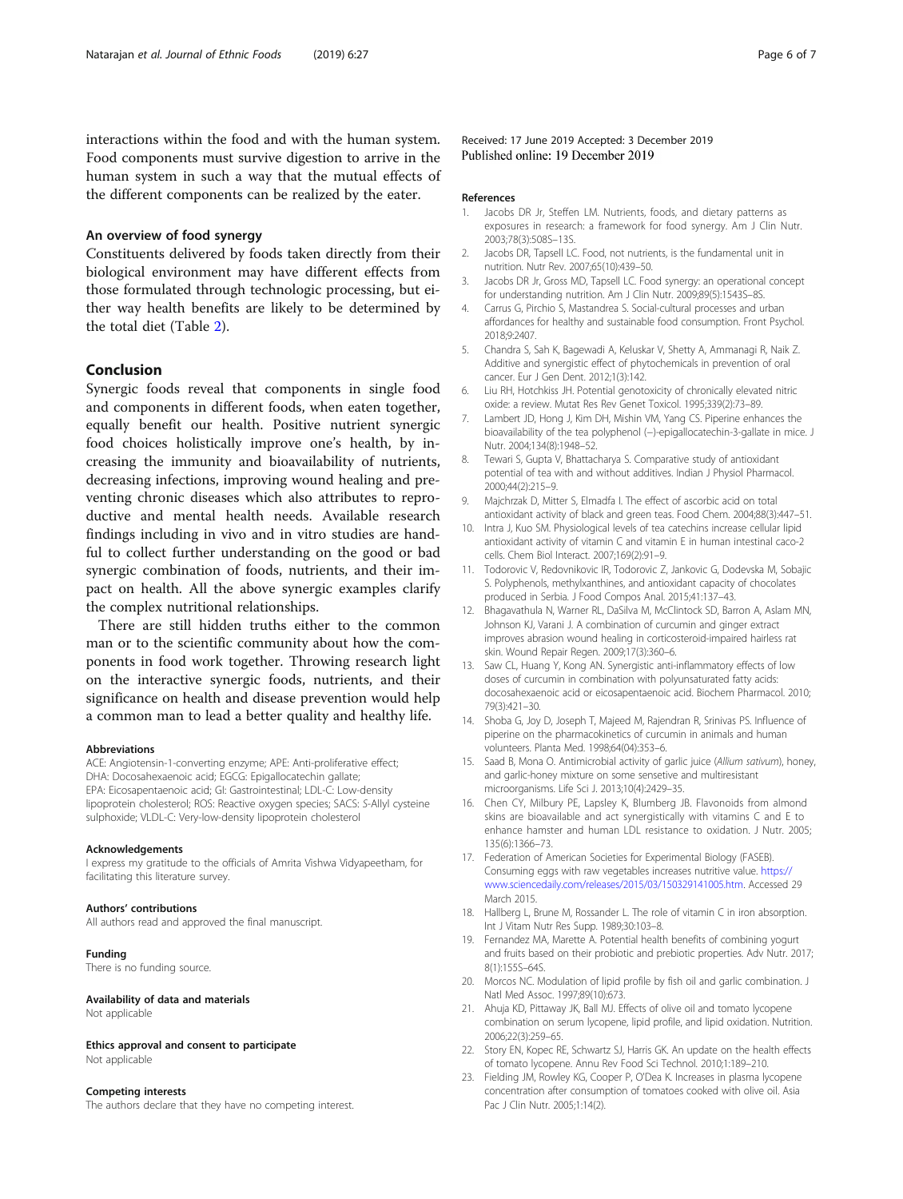interactions within the food and with the human system. Food components must survive digestion to arrive in the human system in such a way that the mutual effects of the different components can be realized by the eater.

### An overview of food synergy

Constituents delivered by foods taken directly from their biological environment may have different effects from those formulated through technologic processing, but either way health benefits are likely to be determined by the total diet (Table 2).

## Conclusion

Synergic foods reveal that components in single food and components in different foods, when eaten together, equally benefit our health. Positive nutrient synergic food choices holistically improve one's health, by increasing the immunity and bioavailability of nutrients, decreasing infections, improving wound healing and preventing chronic diseases which also attributes to reproductive and mental health needs. Available research findings including in vivo and in vitro studies are handful to collect further understanding on the good or bad synergic combination of foods, nutrients, and their impact on health. All the above synergic examples clarify the complex nutritional relationships.

There are still hidden truths either to the common man or to the scientific community about how the components in food work together. Throwing research light on the interactive synergic foods, nutrients, and their significance on health and disease prevention would help a common man to lead a better quality and healthy life.

#### Abbreviations

ACE: Angiotensin-1-converting enzyme; APE: Anti-proliferative effect; DHA: Docosahexaenoic acid; EGCG: Epigallocatechin gallate; EPA: Eicosapentaenoic acid; GI: Gastrointestinal; LDL-C: Low-density lipoprotein cholesterol; ROS: Reactive oxygen species; SACS: S-Allyl cysteine sulphoxide; VLDL-C: Very-low-density lipoprotein cholesterol

#### Acknowledgements

I express my gratitude to the officials of Amrita Vishwa Vidyapeetham, for facilitating this literature survey.

#### Authors' contributions

All authors read and approved the final manuscript.

#### Funding

There is no funding source.

#### Availability of data and materials

Not applicable

#### Ethics approval and consent to participate

Not applicable

#### Competing interests

The authors declare that they have no competing interest.

Received: 17 June 2019 Accepted: 3 December 2019
Published online: 19 December 2019

#### References

1. Jacobs DR Jr, Steffen LM. Nutrients, foods, and dietary patterns as exposures in research: a framework for food synergy. Am J Clin Nutr. 2003;78(3):508S–13S.
2. Jacobs DR, Tapsell LC. Food, not nutrients, is the fundamental unit in nutrition. Nutr Rev. 2007;65(10):439–50.
3. Jacobs DR Jr, Gross MD, Tapsell LC. Food synergy: an operational concept for understanding nutrition. Am J Clin Nutr. 2009;89(5):1543S–8S.
4. Carrus G, Pirchio S, Mastandrea S. Social-cultural processes and urban affordances for healthy and sustainable food consumption. Front Psychol. 2018;9:2407.
5. Chandra S, Sah K, Bagewadi A, Keluskar V, Shetty A, Ammanagi R, Naik Z. Additive and synergistic effect of phytochemicals in prevention of oral cancer. Eur J Gen Dent. 2012;1(3):142.
6. Liu RH, Hotchkiss JH. Potential genotoxicity of chronically elevated nitric oxide: a review. Mutat Res Rev Genet Toxicol. 1995;339(2):73–89.
7. Lambert JD, Hong J, Kim DH, Mishin VM, Yang CS. Piperine enhances the bioavailability of the tea polyphenol (−)-epigallocatechin-3-gallate in mice. J Nutr. 2004;134(8):1948–52.
8. Tewari S, Gupta V, Bhattacharya S. Comparative study of antioxidant potential of tea with and without additives. Indian J Physiol Pharmacol. 2000;44(2):215–9.
9. Majchrzak D, Mitter S, Elmadfa I. The effect of ascorbic acid on total antioxidant activity of black and green teas. Food Chem. 2004;88(3):447–51.
10. Intra J, Kuo SM. Physiological levels of tea catechins increase cellular lipid antioxidant activity of vitamin C and vitamin E in human intestinal caco-2 cells. Chem Biol Interact. 2007;169(2):91–9.
11. Todorovic V, Redovnikovic IR, Todorovic Z, Jankovic G, Dodevska M, Sobajic S. Polyphenols, methylxanthines, and antioxidant capacity of chocolates produced in Serbia. J Food Compos Anal. 2015;41:137–43.
12. Bhagavathula N, Warner RL, DaSilva M, McClintock SD, Barron A, Aslam MN, Johnson KJ, Varani J. A combination of curcumin and ginger extract improves abrasion wound healing in corticosteroid-impaired hairless rat skin. Wound Repair Regen. 2009;17(3):360–6.
13. Saw CL, Huang Y, Kong AN. Synergistic anti-inflammatory effects of low doses of curcumin in combination with polyunsaturated fatty acids: docosahexaenoic acid or eicosapentaenoic acid. Biochem Pharmacol. 2010;79(3):421–30.
14. Shoba G, Joy D, Joseph T, Majeed M, Rajendran R, Srinivas PS. Influence of piperine on the pharmacokinetics of curcumin in animals and human volunteers. Planta Med. 1998;64(04):353–6.
15. Saad B, Mona O. Antimicrobial activity of garlic juice (*Allium sativum*), honey, and garlic-honey mixture on some sensetive and multiresistant microorganisms. Life Sci J. 2013;10(4):2429–35.
16. Chen CY, Milbury PE, Lapsley K, Blumberg JB. Flavonoids from almond skins are bioavailable and act synergistically with vitamins C and E to enhance hamster and human LDL resistance to oxidation. J Nutr. 2005;135(6):1366–73.
17. Federation of American Societies for Experimental Biology (FASEB). Consuming eggs with raw vegetables increases nutritive value. https://www.sciencedaily.com/releases/2015/03/150329141005.htm. Accessed 29 March 2015.
18. Hallberg L, Brune M, Rossander L. The role of vitamin C in iron absorption. Int J Vitam Nutr Res Supp. 1989;30:103–8.
19. Fernandez MA, Marette A. Potential health benefits of combining yogurt and fruits based on their probiotic and prebiotic properties. Adv Nutr. 2017;8(1):155S–64S.
20. Morcos NC. Modulation of lipid profile by fish oil and garlic combination. J Natl Med Assoc. 1997;89(10):673.
21. Ahuja KD, Pittaway JK, Ball MJ. Effects of olive oil and tomato lycopene combination on serum lycopene, lipid profile, and lipid oxidation. Nutrition. 2006;22(3):259–65.
22. Story EN, Kopec RE, Schwartz SJ, Harris GK. An update on the health effects of tomato lycopene. Annu Rev Food Sci Technol. 2010;1:189–210.
23. Fielding JM, Rowley KG, Cooper P, O'Dea K. Increases in plasma lycopene concentration after consumption of tomatoes cooked with olive oil. Asia Pac J Clin Nutr. 2005;1:14(2).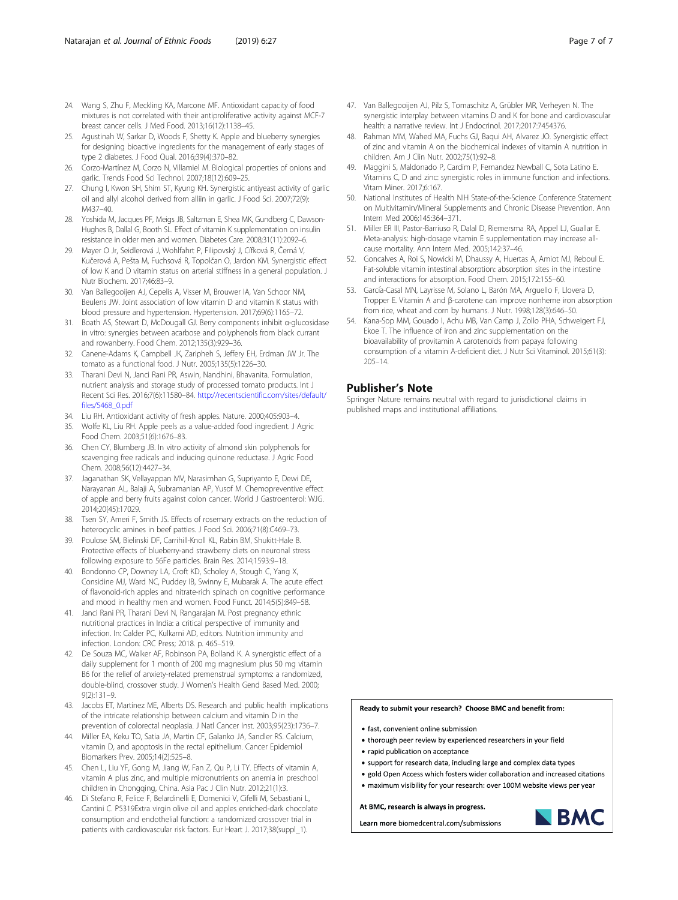24. Wang S, Zhu F, Meckling KA, Marcone MF. Antioxidant capacity of food mixtures is not correlated with their antiproliferative activity against MCF-7 breast cancer cells. J Med Food. 2013;16(12):1138–45.
25. Agustinah W, Sarkar D, Woods F, Shetty K. Apple and blueberry synergies for designing bioactive ingredients for the management of early stages of type 2 diabetes. J Food Qual. 2016;39(4):370–82.
26. Corzo-Martínez M, Corzo N, Villamiel M. Biological properties of onions and garlic. Trends Food Sci Technol. 2007;18(12):609–25.
27. Chung I, Kwon SH, Shim ST, Kyung KH. Synergistic antiyeast activity of garlic oil and allyl alcohol derived from alliin in garlic. J Food Sci. 2007;72(9): M437–40.
28. Yoshida M, Jacques PF, Meigs JB, Saltzman E, Shea MK, Gundberg C, Dawson-Hughes B, Dallal G, Booth SL. Effect of vitamin K supplementation on insulin resistance in older men and women. Diabetes Care. 2008;31(11):2092–6.
29. Mayer O Jr, Seidlerová J, Wohlfahrt P, Filipovský J, Cífková R, Černá V, Kučerová A, Pešta M, Fuchsová R, Topolčan O, Jardon KM. Synergistic effect of low K and D vitamin status on arterial stiffness in a general population. J Nutr Biochem. 2017;46:83–9.
30. Van Ballegooijen AJ, Cepelis A, Visser M, Brouwer IA, Van Schoor NM, Beulens JW. Joint association of low vitamin D and vitamin K status with blood pressure and hypertension. Hypertension. 2017;69(6):1165–72.
31. Boath AS, Stewart D, McDougall GJ. Berry components inhibit α-glucosidase in vitro: synergies between acarbose and polyphenols from black currant and rowanberry. Food Chem. 2012;135(3):929–36.
32. Canene-Adams K, Campbell JK, Zaripheh S, Jeffery EH, Erdman JW Jr. The tomato as a functional food. J Nutr. 2005;135(5):1226–30.
33. Tharani Devi N, Janci Rani PR, Aswin, Nandhini, Bhavanita. Formulation, nutrient analysis and storage study of processed tomato products. Int J Recent Sci Res. 2016;7(6):11580–84. http://recentscientific.com/sites/default/files/5468_0.pdf
34. Liu RH. Antioxidant activity of fresh apples. Nature. 2000;405:903–4.
35. Wolfe KL, Liu RH. Apple peels as a value-added food ingredient. J Agric Food Chem. 2003;51(6):1676–83.
36. Chen CY, Blumberg JB. In vitro activity of almond skin polyphenols for scavenging free radicals and inducing quinone reductase. J Agric Food Chem. 2008;56(12):4427–34.
37. Jaganathan SK, Vellayappan MV, Narasimhan G, Supriyanto E, Dewi DE, Narayanan AL, Balaji A, Subramanian AP, Yusof M. Chemopreventive effect of apple and berry fruits against colon cancer. World J Gastroenterol: WJG. 2014;20(45):17029.
38. Tsen SY, Ameri F, Smith JS. Effects of rosemary extracts on the reduction of heterocyclic amines in beef patties. J Food Sci. 2006;71(8):C469–73.
39. Poulose SM, Bielinski DF, Carrihill-Knoll KL, Rabin BM, Shukitt-Hale B. Protective effects of blueberry-and strawberry diets on neuronal stress following exposure to 56Fe particles. Brain Res. 2014;1593:9–18.
40. Bondonno CP, Downey LA, Croft KD, Scholey A, Stough C, Yang X, Considine MJ, Ward NC, Puddey IB, Swinny E, Mubarak A. The acute effect of flavonoid-rich apples and nitrate-rich spinach on cognitive performance and mood in healthy men and women. Food Funct. 2014;5(5):849–58.
41. Janci Rani PR, Tharani Devi N, Rangarajan M. Post pregnancy ethnic nutritional practices in India: a critical perspective of immunity and infection. In: Calder PC, Kulkarni AD, editors. Nutrition immunity and infection. London: CRC Press; 2018. p. 465–519.
42. De Souza MC, Walker AF, Robinson PA, Bolland K. A synergistic effect of a daily supplement for 1 month of 200 mg magnesium plus 50 mg vitamin B6 for the relief of anxiety-related premenstrual symptoms: a randomized, double-blind, crossover study. J Women's Health Gend Based Med. 2000; 9(2):131–9.
43. Jacobs ET, Martínez ME, Alberts DS. Research and public health implications of the intricate relationship between calcium and vitamin D in the prevention of colorectal neoplasia. J Natl Cancer Inst. 2003;95(23):1736–7.
44. Miller EA, Keku TO, Satia JA, Martin CF, Galanko JA, Sandler RS. Calcium, vitamin D, and apoptosis in the rectal epithelium. Cancer Epidemiol Biomarkers Prev. 2005;14(2):525–8.
45. Chen L, Liu YF, Gong M, Jiang W, Fan Z, Qu P, Li TY. Effects of vitamin A, vitamin A plus zinc, and multiple micronutrients on anemia in preschool children in Chongqing, China. Asia Pac J Clin Nutr. 2012;21(1):3.
46. Di Stefano R, Felice F, Belardinelli E, Domenici V, Cifelli M, Sebastiani L, Cantini C. P5319Extra virgin olive oil and apples enriched-dark chocolate consumption and endothelial function: a randomized crossover trial in patients with cardiovascular risk factors. Eur Heart J. 2017;38(suppl_1).
47. Van Ballegooijen AJ, Pilz S, Tomaschitz A, Grübler MR, Verheyen N. The synergistic interplay between vitamins D and K for bone and cardiovascular health: a narrative review. Int J Endocrinol. 2017;2017:7454376.
48. Rahman MM, Wahed MA, Fuchs GJ, Baqui AH, Alvarez JO. Synergistic effect of zinc and vitamin A on the biochemical indexes of vitamin A nutrition in children. Am J Clin Nutr. 2002;75(1):92–8.
49. Maggini S, Maldonado P, Cardim P, Fernandez Newball C, Sota Latino E. Vitamins C, D and zinc: synergistic roles in immune function and infections. Vitam Miner. 2017;6:167.
50. National Institutes of Health NIH State-of-the-Science Conference Statement on Multivitamin/Mineral Supplements and Chronic Disease Prevention. Ann Intern Med 2006;145:364–371.
51. Miller ER III, Pastor-Barriuso R, Dalal D, Riemersma RA, Appel LJ, Guallar E. Meta-analysis: high-dosage vitamin E supplementation may increase all-cause mortality. Ann Intern Med. 2005;142:37–46.
52. Goncalves A, Roi S, Nowicki M, Dhaussy A, Huertas A, Amiot MJ, Reboul E. Fat-soluble vitamin intestinal absorption: absorption sites in the intestine and interactions for absorption. Food Chem. 2015;172:155–60.
53. García-Casal MN, Layrisse M, Solano L, Barón MA, Arguello F, Llovera D, Tropper E. Vitamin A and β-carotene can improve nonheme iron absorption from rice, wheat and corn by humans. J Nutr. 1998;128(3):646–50.
54. Kana-Sop MM, Gouado I, Achu MB, Van Camp J, Zollo PHA, Schweigert FJ, Ekoe T. The influence of iron and zinc supplementation on the bioavailability of provitamin A carotenoids from papaya following consumption of a vitamin A-deficient diet. J Nutr Sci Vitaminol. 2015;61(3): 205–14.

## Publisher's Note

Springer Nature remains neutral with regard to jurisdictional claims in published maps and institutional affiliations.

**Ready to submit your research? Choose BMC and benefit from:**

- fast, convenient online submission
- thorough peer review by experienced researchers in your field
- rapid publication on acceptance
- support for research data, including large and complex data types
- gold Open Access which fosters wider collaboration and increased citations
- maximum visibility for your research: over 100M website views per year

**At BMC, research is always in progress.**

**Learn more** biomedcentral.com/submissions

BMC